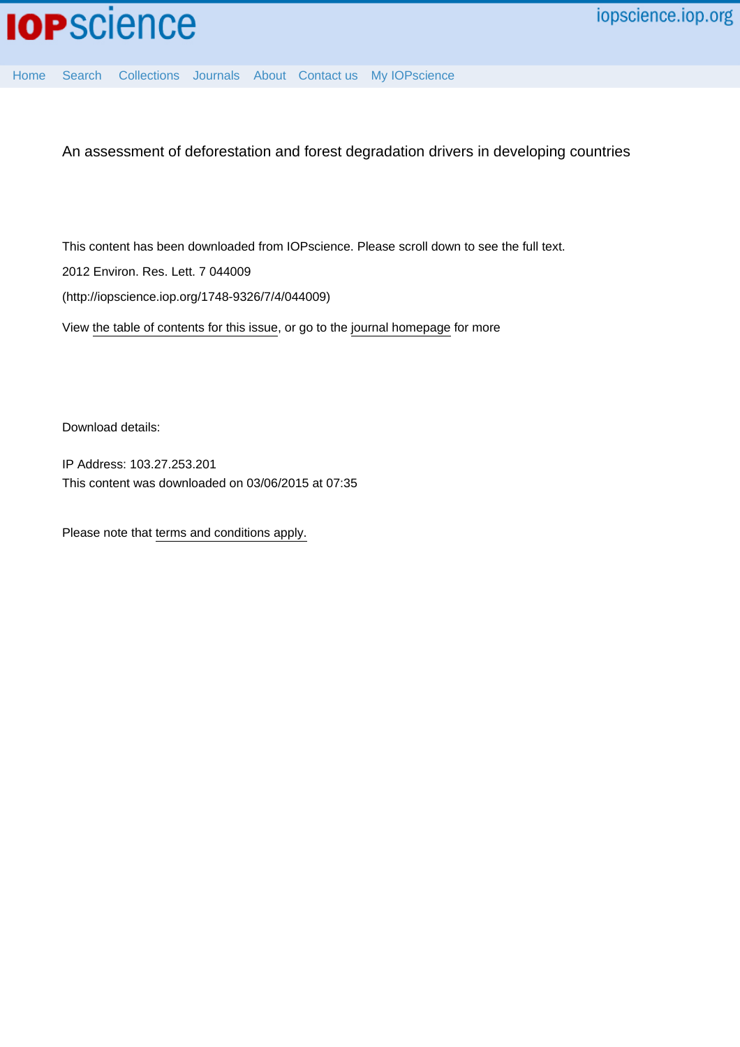An assessment of deforestation and forest degradation drivers in developing countries

This content has been downloaded from IOPscience. Please scroll down to see the full text.

2012 Environ. Res. Lett. 7 044009

(http://iopscience.iop.org/1748-9326/7/4/044009)

View the table of contents for this issue, or go to the journal homepage for more

Download details:

IP Address: 103.27.253.201

This content was downloaded on 03/06/2015 at 07:35

Please note that terms and conditions apply.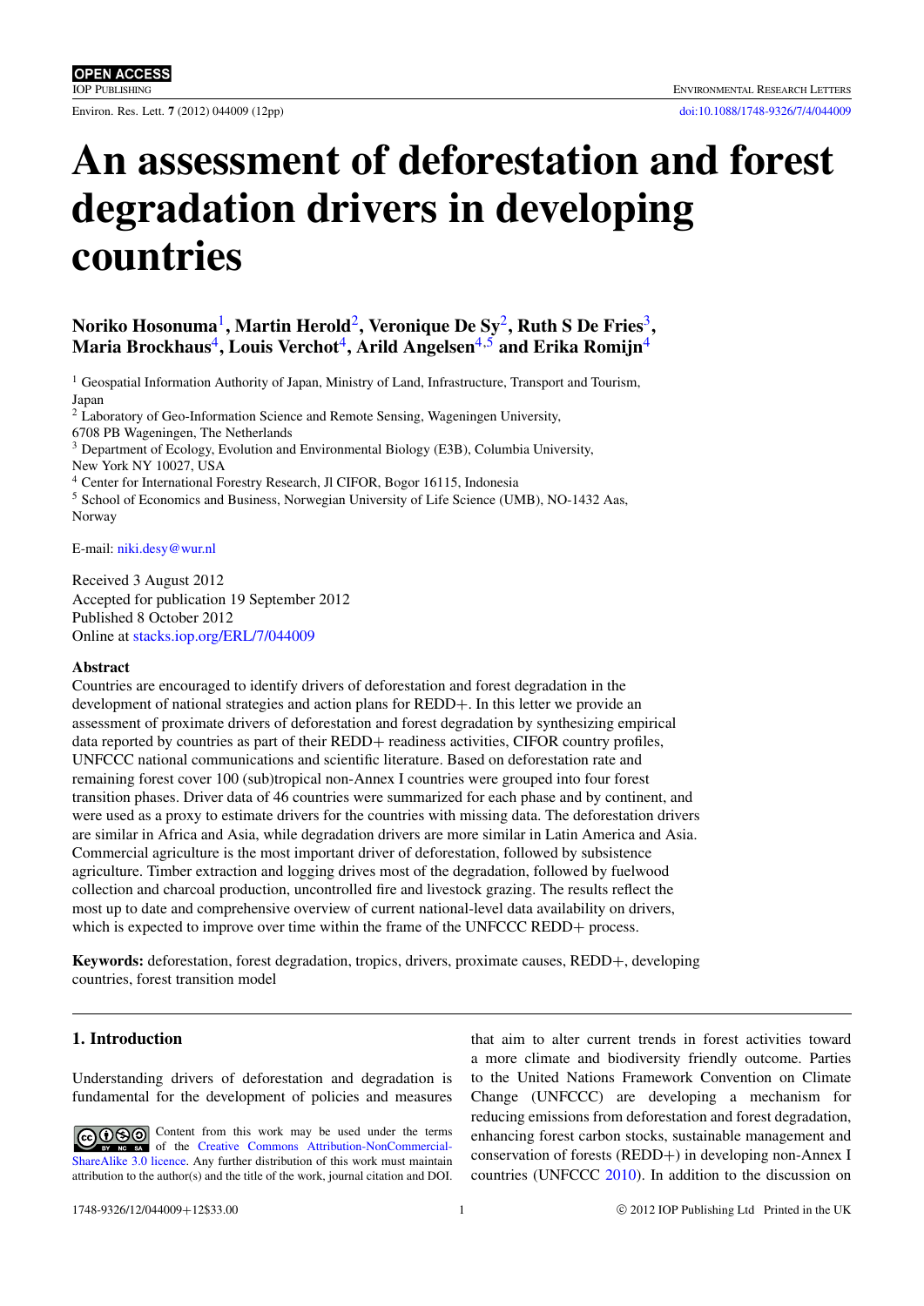# An assessment of deforestation and forest degradation drivers in developing countries

**Noriko Hosonuma[1], Martin Herold[2], Veronique De Sy[2], Ruth S De Fries[3], Maria Brockhaus[4], Louis Verchot[4], Arild Angelsen[4,5] and Erika Romijn[4]**

[1] Geospatial Information Authority of Japan, Ministry of Land, Infrastructure, Transport and Tourism, Japan
[2] Laboratory of Geo-Information Science and Remote Sensing, Wageningen University, 6708 PB Wageningen, The Netherlands
[3] Department of Ecology, Evolution and Environmental Biology (E3B), Columbia University, New York NY 10027, USA
[4] Center for International Forestry Research, Jl CIFOR, Bogor 16115, Indonesia
[5] School of Economics and Business, Norwegian University of Life Science (UMB), NO-1432 Aas, Norway

E-mail: niki.desy@wur.nl

Received 3 August 2012
Accepted for publication 19 September 2012
Published 8 October 2012
Online at stacks.iop.org/ERL/7/044009

## Abstract

Countries are encouraged to identify drivers of deforestation and forest degradation in the development of national strategies and action plans for REDD+. In this letter we provide an assessment of proximate drivers of deforestation and forest degradation by synthesizing empirical data reported by countries as part of their REDD+ readiness activities, CIFOR country profiles, UNFCCC national communications and scientific literature. Based on deforestation rate and remaining forest cover 100 (sub)tropical non-Annex I countries were grouped into four forest transition phases. Driver data of 46 countries were summarized for each phase and by continent, and were used as a proxy to estimate drivers for the countries with missing data. The deforestation drivers are similar in Africa and Asia, while degradation drivers are more similar in Latin America and Asia. Commercial agriculture is the most important driver of deforestation, followed by subsistence agriculture. Timber extraction and logging drives most of the degradation, followed by fuelwood collection and charcoal production, uncontrolled fire and livestock grazing. The results reflect the most up to date and comprehensive overview of current national-level data availability on drivers, which is expected to improve over time within the frame of the UNFCCC REDD+ process.

**Keywords:** deforestation, forest degradation, tropics, drivers, proximate causes, REDD+, developing countries, forest transition model

## 1. Introduction

Understanding drivers of deforestation and degradation is fundamental for the development of policies and measures that aim to alter current trends in forest activities toward a more climate and biodiversity friendly outcome. Parties to the United Nations Framework Convention on Climate Change (UNFCCC) are developing a mechanism for reducing emissions from deforestation and forest degradation, enhancing forest carbon stocks, sustainable management and conservation of forests (REDD+) in developing non-Annex I countries (UNFCCC 2010). In addition to the discussion on

Content from this work may be used under the terms of the Creative Commons Attribution-NonCommercial-ShareAlike 3.0 licence. Any further distribution of this work must maintain attribution to the author(s) and the title of the work, journal citation and DOI.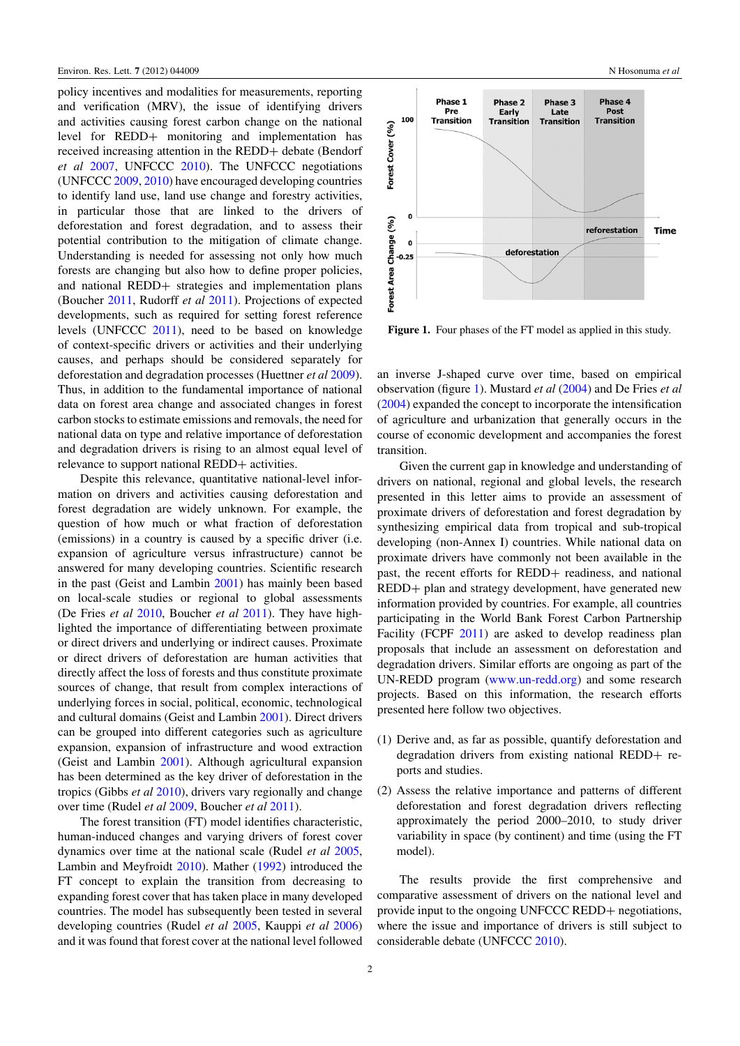policy incentives and modalities for measurements, reporting and verification (MRV), the issue of identifying drivers and activities causing forest carbon change on the national level for REDD+ monitoring and implementation has received increasing attention in the REDD+ debate (Bendorf *et al* 2007, UNFCCC 2010). The UNFCCC negotiations (UNFCCC 2009, 2010) have encouraged developing countries to identify land use, land use change and forestry activities, in particular those that are linked to the drivers of deforestation and forest degradation, and to assess their potential contribution to the mitigation of climate change. Understanding is needed for assessing not only how much forests are changing but also how to define proper policies, and national REDD+ strategies and implementation plans (Boucher 2011, Rudorff *et al* 2011). Projections of expected developments, such as required for setting forest reference levels (UNFCCC 2011), need to be based on knowledge of context-specific drivers or activities and their underlying causes, and perhaps should be considered separately for deforestation and degradation processes (Huettner *et al* 2009). Thus, in addition to the fundamental importance of national data on forest area change and associated changes in forest carbon stocks to estimate emissions and removals, the need for national data on type and relative importance of deforestation and degradation drivers is rising to an almost equal level of relevance to support national REDD+ activities.

Despite this relevance, quantitative national-level information on drivers and activities causing deforestation and forest degradation are widely unknown. For example, the question of how much or what fraction of deforestation (emissions) in a country is caused by a specific driver (i.e. expansion of agriculture versus infrastructure) cannot be answered for many developing countries. Scientific research in the past (Geist and Lambin 2001) has mainly been based on local-scale studies or regional to global assessments (De Fries *et al* 2010, Boucher *et al* 2011). They have highlighted the importance of differentiating between proximate or direct drivers and underlying or indirect causes. Proximate or direct drivers of deforestation are human activities that directly affect the loss of forests and thus constitute proximate sources of change, that result from complex interactions of underlying forces in social, political, economic, technological and cultural domains (Geist and Lambin 2001). Direct drivers can be grouped into different categories such as agriculture expansion, expansion of infrastructure and wood extraction (Geist and Lambin 2001). Although agricultural expansion has been determined as the key driver of deforestation in the tropics (Gibbs *et al* 2010), drivers vary regionally and change over time (Rudel *et al* 2009, Boucher *et al* 2011).

The forest transition (FT) model identifies characteristic, human-induced changes and varying drivers of forest cover dynamics over time at the national scale (Rudel *et al* 2005, Lambin and Meyfroidt 2010). Mather (1992) introduced the FT concept to explain the transition from decreasing to expanding forest cover that has taken place in many developed countries. The model has subsequently been tested in several developing countries (Rudel *et al* 2005, Kauppi *et al* 2006) and it was found that forest cover at the national level followed an inverse J-shaped curve over time, based on empirical observation (figure 1). Mustard *et al* (2004) and De Fries *et al* (2004) expanded the concept to incorporate the intensification of agriculture and urbanization that generally occurs in the course of economic development and accompanies the forest transition.

**Figure 1.** Four phases of the FT model as applied in this study.

Given the current gap in knowledge and understanding of drivers on national, regional and global levels, the research presented in this letter aims to provide an assessment of proximate drivers of deforestation and forest degradation by synthesizing empirical data from tropical and sub-tropical developing (non-Annex I) countries. While national data on proximate drivers have commonly not been available in the past, the recent efforts for REDD+ readiness, and national REDD+ plan and strategy development, have generated new information provided by countries. For example, all countries participating in the World Bank Forest Carbon Partnership Facility (FCPF 2011) are asked to develop readiness plan proposals that include an assessment on deforestation and degradation drivers. Similar efforts are ongoing as part of the UN-REDD program (www.un-redd.org) and some research projects. Based on this information, the research efforts presented here follow two objectives.

1. Derive and, as far as possible, quantify deforestation and degradation drivers from existing national REDD+ reports and studies.
2. Assess the relative importance and patterns of different deforestation and forest degradation drivers reflecting approximately the period 2000–2010, to study driver variability in space (by continent) and time (using the FT model).

The results provide the first comprehensive and comparative assessment of drivers on the national level and provide input to the ongoing UNFCCC REDD+ negotiations, where the issue and importance of drivers is still subject to considerable debate (UNFCCC 2010).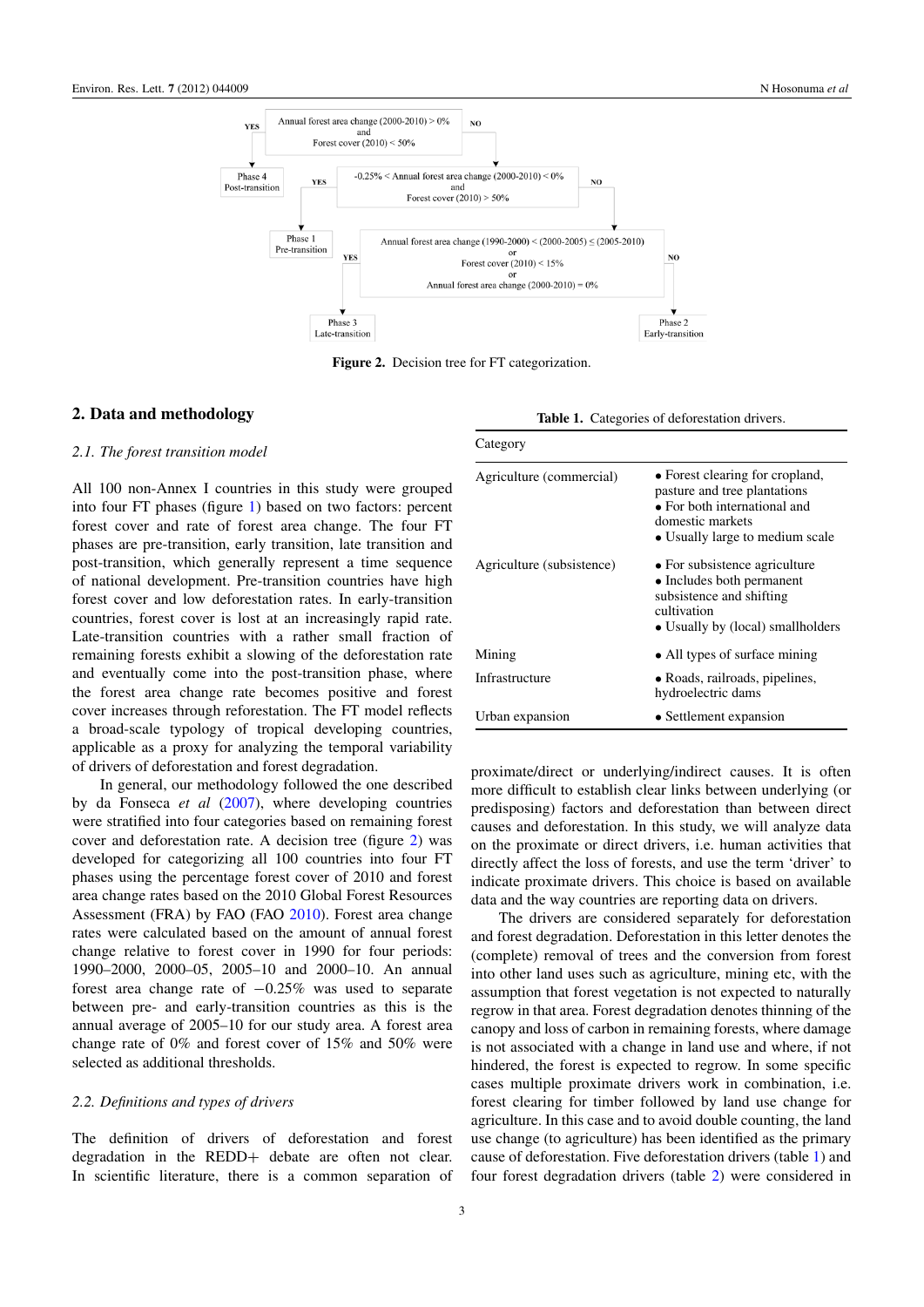| Annual forest area change (2000-2010) > 0% and Forest cover (2010) < 50% | | |
|---|---|---|

The decision tree in Figure 2 works as follows:

- **Annual forest area change (2000-2010) > 0% and Forest cover (2010) < 50%**
  - YES → Phase 4 Post-transition
  - NO → **−0.25% < Annual forest area change (2000-2010) < 0% and Forest cover (2010) > 50%**
    - YES → Phase 1 Pre-transition
    - NO → **Annual forest area change (1990-2000) < (2000-2005) ≤ (2005-2010) or Forest cover (2010) < 15% or Annual forest area change (2000-2010) = 0%**
      - YES → Phase 3 Late-transition
      - NO → Phase 2 Early-transition

**Figure 2.** Decision tree for FT categorization.

## 2. Data and methodology

### *2.1. The forest transition model*

All 100 non-Annex I countries in this study were grouped into four FT phases (figure 1) based on two factors: percent forest cover and rate of forest area change. The four FT phases are pre-transition, early transition, late transition and post-transition, which generally represent a time sequence of national development. Pre-transition countries have high forest cover and low deforestation rates. In early-transition countries, forest cover is lost at an increasingly rapid rate. Late-transition countries with a rather small fraction of remaining forests exhibit a slowing of the deforestation rate and eventually come into the post-transition phase, where the forest area change rate becomes positive and forest cover increases through reforestation. The FT model reflects a broad-scale typology of tropical developing countries, applicable as a proxy for analyzing the temporal variability of drivers of deforestation and forest degradation.

In general, our methodology followed the one described by da Fonseca *et al* (2007), where developing countries were stratified into four categories based on remaining forest cover and deforestation rate. A decision tree (figure 2) was developed for categorizing all 100 countries into four FT phases using the percentage forest cover of 2010 and forest area change rates based on the 2010 Global Forest Resources Assessment (FRA) by FAO (FAO 2010). Forest area change rates were calculated based on the amount of annual forest change relative to forest cover in 1990 for four periods: 1990–2000, 2000–05, 2005–10 and 2000–10. An annual forest area change rate of −0.25% was used to separate between pre- and early-transition countries as this is the annual average of 2005–10 for our study area. A forest area change rate of 0% and forest cover of 15% and 50% were selected as additional thresholds.

### *2.2. Definitions and types of drivers*

The definition of drivers of deforestation and forest degradation in the REDD+ debate are often not clear. In scientific literature, there is a common separation of proximate/direct or underlying/indirect causes. It is often more difficult to establish clear links between underlying (or predisposing) factors and deforestation than between direct causes and deforestation. In this study, we will analyze data on the proximate or direct drivers, i.e. human activities that directly affect the loss of forests, and use the term 'driver' to indicate proximate drivers. This choice is based on available data and the way countries are reporting data on drivers.

**Table 1.** Categories of deforestation drivers.

| Category | |
|---|---|
| Agriculture (commercial) | • Forest clearing for cropland, pasture and tree plantations<br>• For both international and domestic markets<br>• Usually large to medium scale |
| Agriculture (subsistence) | • For subsistence agriculture<br>• Includes both permanent subsistence and shifting cultivation<br>• Usually by (local) smallholders |
| Mining | • All types of surface mining |
| Infrastructure | • Roads, railroads, pipelines, hydroelectric dams |
| Urban expansion | • Settlement expansion |

The drivers are considered separately for deforestation and forest degradation. Deforestation in this letter denotes the (complete) removal of trees and the conversion from forest into other land uses such as agriculture, mining etc, with the assumption that forest vegetation is not expected to naturally regrow in that area. Forest degradation denotes thinning of the canopy and loss of carbon in remaining forests, where damage is not associated with a change in land use and where, if not hindered, the forest is expected to regrow. In some specific cases multiple proximate drivers work in combination, i.e. forest clearing for timber followed by land use change for agriculture. In this case and to avoid double counting, the land use change (to agriculture) has been identified as the primary cause of deforestation. Five deforestation drivers (table 1) and four forest degradation drivers (table 2) were considered in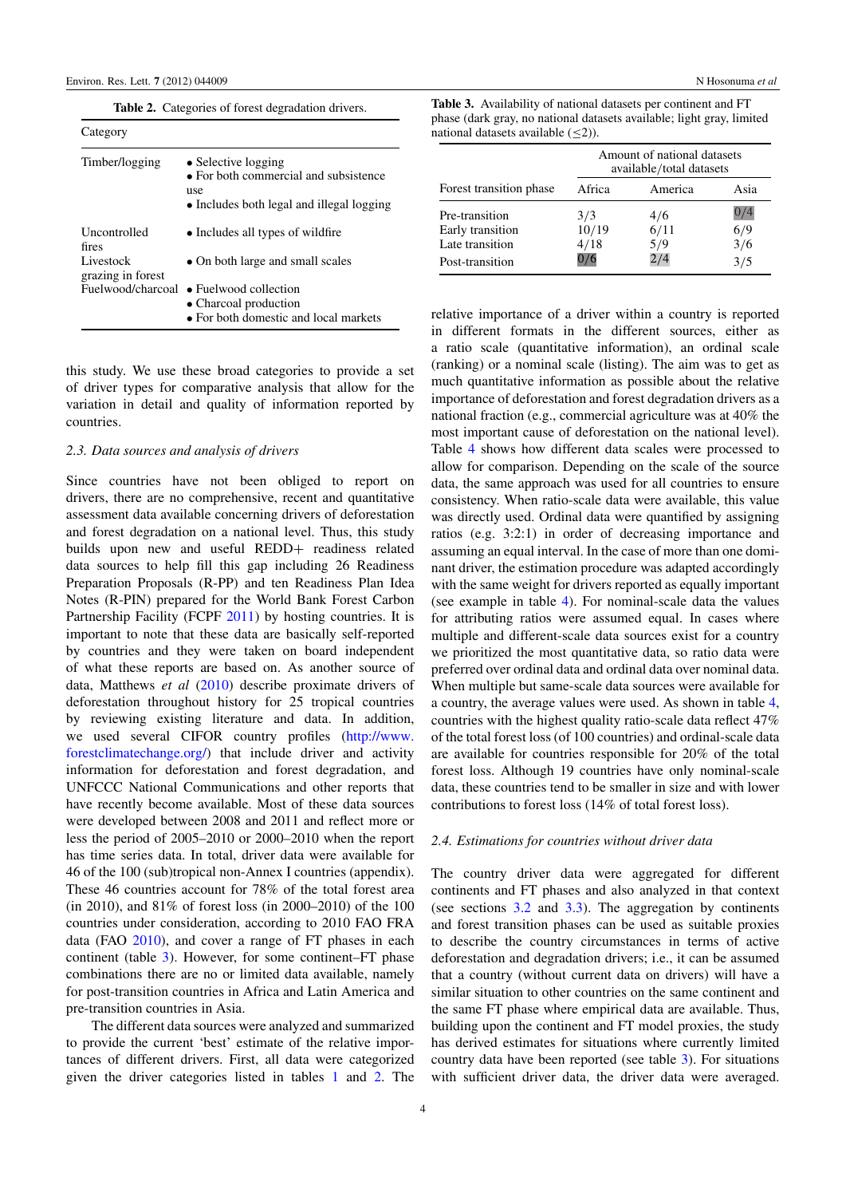Table 2. Categories of forest degradation drivers.

| Category | |
|---|---|
| Timber/logging | • Selective logging<br>• For both commercial and subsistence use<br>• Includes both legal and illegal logging |
| Uncontrolled fires | • Includes all types of wildfire |
| Livestock grazing in forest | • On both large and small scales |
| Fuelwood/charcoal | • Fuelwood collection<br>• Charcoal production<br>• For both domestic and local markets |

this study. We use these broad categories to provide a set of driver types for comparative analysis that allow for the variation in detail and quality of information reported by countries.

### 2.3. Data sources and analysis of drivers

Since countries have not been obliged to report on drivers, there are no comprehensive, recent and quantitative assessment data available concerning drivers of deforestation and forest degradation on a national level. Thus, this study builds upon new and useful REDD+ readiness related data sources to help fill this gap including 26 Readiness Preparation Proposals (R-PP) and ten Readiness Plan Idea Notes (R-PIN) prepared for the World Bank Forest Carbon Partnership Facility (FCPF 2011) by hosting countries. It is important to note that these data are basically self-reported by countries and they were taken on board independent of what these reports are based on. As another source of data, Matthews *et al* (2010) describe proximate drivers of deforestation throughout history for 25 tropical countries by reviewing existing literature and data. In addition, we used several CIFOR country profiles (http://www.forestclimatechange.org/) that include driver and activity information for deforestation and forest degradation, and UNFCCC National Communications and other reports that have recently become available. Most of these data sources were developed between 2008 and 2011 and reflect more or less the period of 2005–2010 or 2000–2010 when the report has time series data. In total, driver data were available for 46 of the 100 (sub)tropical non-Annex I countries (appendix). These 46 countries account for 78% of the total forest area (in 2010), and 81% of forest loss (in 2000–2010) of the 100 countries under consideration, according to 2010 FAO FRA data (FAO 2010), and cover a range of FT phases in each continent (table 3). However, for some continent–FT phase combinations there are no or limited data available, namely for post-transition countries in Africa and Latin America and pre-transition countries in Asia.

The different data sources were analyzed and summarized to provide the current 'best' estimate of the relative importances of different drivers. First, all data were categorized given the driver categories listed in tables 1 and 2. The

Table 3. Availability of national datasets per continent and FT phase (dark gray, no national datasets available; light gray, limited national datasets available ($\leq 2$)).

| Forest transition phase | Amount of national datasets available/total datasets | | |
|---|---|---|---|
| | Africa | America | Asia |
| Pre-transition | 3/3 | 4/6 | 0/4 |
| Early transition | 10/19 | 6/11 | 6/9 |
| Late transition | 4/18 | 5/9 | 3/6 |
| Post-transition | 0/6 | 2/4 | 3/5 |

relative importance of a driver within a country is reported in different formats in the different sources, either as a ratio scale (quantitative information), an ordinal scale (ranking) or a nominal scale (listing). The aim was to get as much quantitative information as possible about the relative importance of deforestation and forest degradation drivers as a national fraction (e.g., commercial agriculture was at 40% the most important cause of deforestation on the national level). Table 4 shows how different data scales were processed to allow for comparison. Depending on the scale of the source data, the same approach was used for all countries to ensure consistency. When ratio-scale data were available, this value was directly used. Ordinal data were quantified by assigning ratios (e.g. 3:2:1) in order of decreasing importance and assuming an equal interval. In the case of more than one dominant driver, the estimation procedure was adapted accordingly with the same weight for drivers reported as equally important (see example in table 4). For nominal-scale data the values for attributing ratios were assumed equal. In cases where multiple and different-scale data sources exist for a country we prioritized the most quantitative data, so ratio data were preferred over ordinal data and ordinal data over nominal data. When multiple but same-scale data sources were available for a country, the average values were used. As shown in table 4, countries with the highest quality ratio-scale data reflect 47% of the total forest loss (of 100 countries) and ordinal-scale data are available for countries responsible for 20% of the total forest loss. Although 19 countries have only nominal-scale data, these countries tend to be smaller in size and with lower contributions to forest loss (14% of total forest loss).

### 2.4. Estimations for countries without driver data

The country driver data were aggregated for different continents and FT phases and also analyzed in that context (see sections 3.2 and 3.3). The aggregation by continents and forest transition phases can be used as suitable proxies to describe the country circumstances in terms of active deforestation and degradation drivers; i.e., it can be assumed that a country (without current data on drivers) will have a similar situation to other countries on the same continent and the same FT phase where empirical data are available. Thus, building upon the continent and FT model proxies, the study has derived estimates for situations where currently limited country data have been reported (see table 3). For situations with sufficient driver data, the driver data were averaged.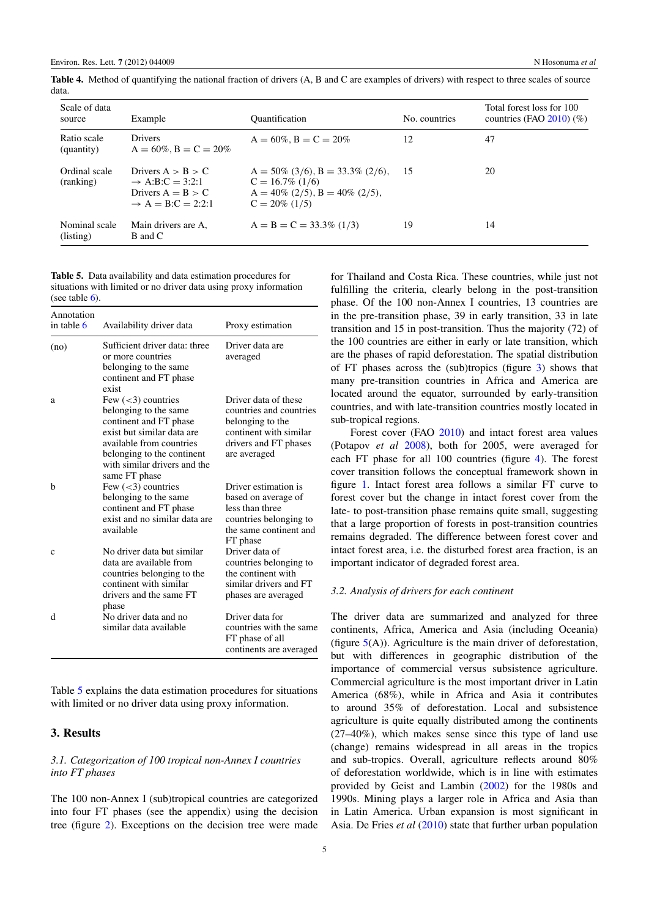**Table 4.** Method of quantifying the national fraction of drivers (A, B and C are examples of drivers) with respect to three scales of source data.

| Scale of data source | Example | Quantification | No. countries | Total forest loss for 100 countries (FAO 2010) (%) |
|---|---|---|---|---|
| Ratio scale (quantity) | Drivers A = 60%, B = C = 20% | A = 60%, B = C = 20% | 12 | 47 |
| Ordinal scale (ranking) | Drivers A > B > C → A:B:C = 3:2:1 Drivers A = B > C → A = B:C = 2:2:1 | A = 50% (3/6), B = 33.3% (2/6), C = 16.7% (1/6) A = 40% (2/5), B = 40% (2/5), C = 20% (1/5) | 15 | 20 |
| Nominal scale (listing) | Main drivers are A, B and C | A = B = C = 33.3% (1/3) | 19 | 14 |

**Table 5.** Data availability and data estimation procedures for situations with limited or no driver data using proxy information (see table 6).

| Annotation in table 6 | Availability driver data | Proxy estimation |
|---|---|---|
| (no) | Sufficient driver data: three or more countries belonging to the same continent and FT phase exist | Driver data are averaged |
| a | Few (<3) countries belonging to the same continent and FT phase exist but similar data are available from countries belonging to the continent with similar drivers and the same FT phase | Driver data of these countries and countries belonging to the continent with similar drivers and FT phases are averaged |
| b | Few (<3) countries belonging to the same continent and FT phase exist and no similar data are available | Driver estimation is based on average of less than three countries belonging to the same continent and FT phase |
| c | No driver data but similar data are available from countries belonging to the continent with similar drivers and the same FT phase | Driver data of countries belonging to the continent with similar drivers and FT phases are averaged |
| d | No driver data and no similar data available | Driver data for countries with the same FT phase of all continents are averaged |

Table 5 explains the data estimation procedures for situations with limited or no driver data using proxy information.

## 3. Results

### *3.1. Categorization of 100 tropical non-Annex I countries into FT phases*

The 100 non-Annex I (sub)tropical countries are categorized into four FT phases (see the appendix) using the decision tree (figure 2). Exceptions on the decision tree were made for Thailand and Costa Rica. These countries, while just not fulfilling the criteria, clearly belong in the post-transition phase. Of the 100 non-Annex I countries, 13 countries are in the pre-transition phase, 39 in early transition, 33 in late transition and 15 in post-transition. Thus the majority (72) of the 100 countries are either in early or late transition, which are the phases of rapid deforestation. The spatial distribution of FT phases across the (sub)tropics (figure 3) shows that many pre-transition countries in Africa and America are located around the equator, surrounded by early-transition countries, and with late-transition countries mostly located in sub-tropical regions.

Forest cover (FAO 2010) and intact forest area values (Potapov *et al* 2008), both for 2005, were averaged for each FT phase for all 100 countries (figure 4). The forest cover transition follows the conceptual framework shown in figure 1. Intact forest area follows a similar FT curve to forest cover but the change in intact forest cover from the late- to post-transition phase remains quite small, suggesting that a large proportion of forests in post-transition countries remains degraded. The difference between forest cover and intact forest area, i.e. the disturbed forest area fraction, is an important indicator of degraded forest area.

### *3.2. Analysis of drivers for each continent*

The driver data are summarized and analyzed for three continents, Africa, America and Asia (including Oceania) (figure 5(A)). Agriculture is the main driver of deforestation, but with differences in geographic distribution of the importance of commercial versus subsistence agriculture. Commercial agriculture is the most important driver in Latin America (68%), while in Africa and Asia it contributes to around 35% of deforestation. Local and subsistence agriculture is quite equally distributed among the continents (27–40%), which makes sense since this type of land use (change) remains widespread in all areas in the tropics and sub-tropics. Overall, agriculture reflects around 80% of deforestation worldwide, which is in line with estimates provided by Geist and Lambin (2002) for the 1980s and 1990s. Mining plays a larger role in Africa and Asia than in Latin America. Urban expansion is most significant in Asia. De Fries *et al* (2010) state that further urban population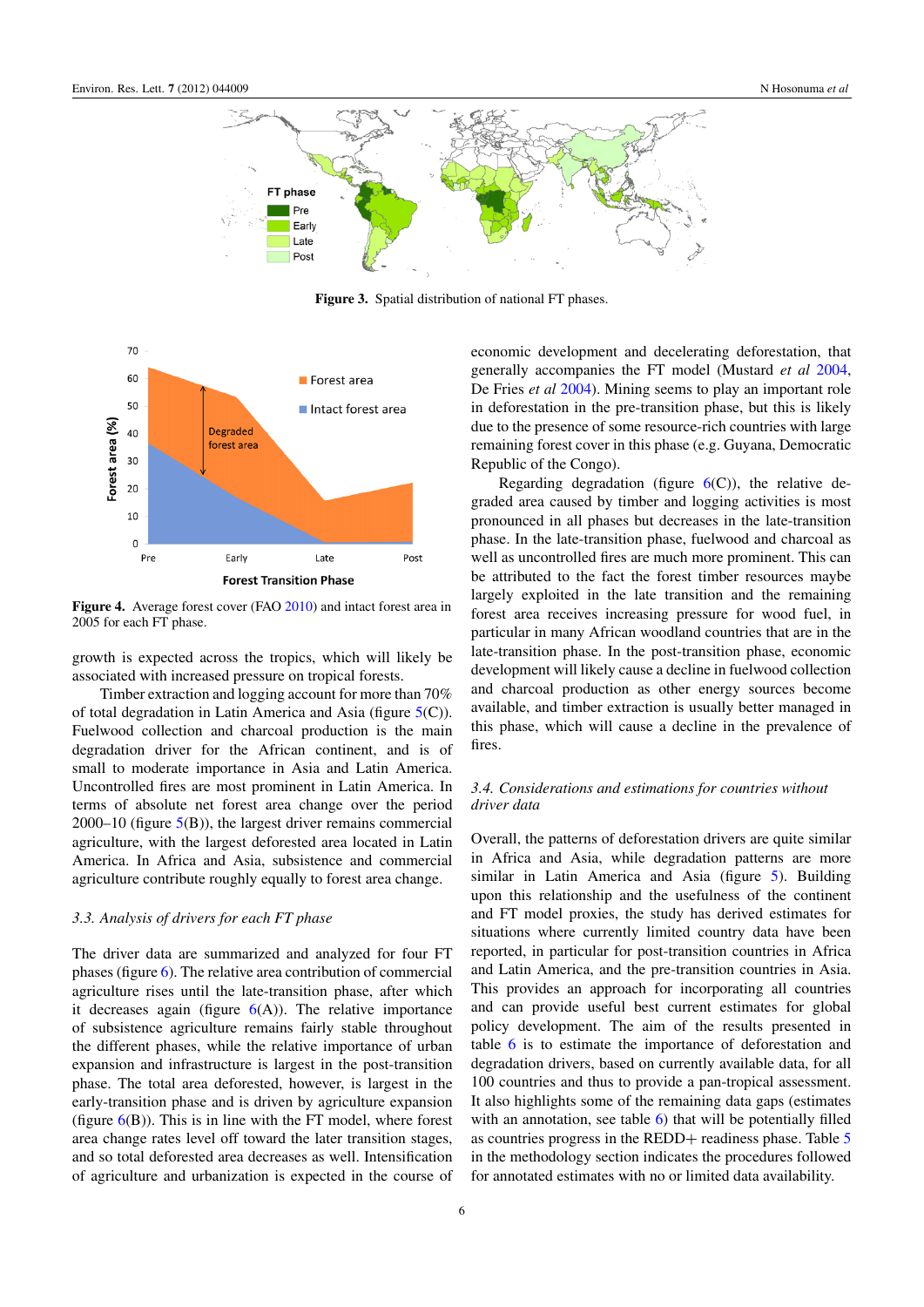Figure 3. Spatial distribution of national FT phases.

Figure 4. Average forest cover (FAO 2010) and intact forest area in 2005 for each FT phase.

growth is expected across the tropics, which will likely be associated with increased pressure on tropical forests.

Timber extraction and logging account for more than 70% of total degradation in Latin America and Asia (figure 5(C)). Fuelwood collection and charcoal production is the main degradation driver for the African continent, and is of small to moderate importance in Asia and Latin America. Uncontrolled fires are most prominent in Latin America. In terms of absolute net forest area change over the period 2000–10 (figure 5(B)), the largest driver remains commercial agriculture, with the largest deforested area located in Latin America. In Africa and Asia, subsistence and commercial agriculture contribute roughly equally to forest area change.

### *3.3. Analysis of drivers for each FT phase*

The driver data are summarized and analyzed for four FT phases (figure 6). The relative area contribution of commercial agriculture rises until the late-transition phase, after which it decreases again (figure 6(A)). The relative importance of subsistence agriculture remains fairly stable throughout the different phases, while the relative importance of urban expansion and infrastructure is largest in the post-transition phase. The total area deforested, however, is largest in the early-transition phase and is driven by agriculture expansion (figure 6(B)). This is in line with the FT model, where forest area change rates level off toward the later transition stages, and so total deforested area decreases as well. Intensification of agriculture and urbanization is expected in the course of economic development and decelerating deforestation, that generally accompanies the FT model (Mustard *et al* 2004, De Fries *et al* 2004). Mining seems to play an important role in deforestation in the pre-transition phase, but this is likely due to the presence of some resource-rich countries with large remaining forest cover in this phase (e.g. Guyana, Democratic Republic of the Congo).

Regarding degradation (figure 6(C)), the relative degraded area caused by timber and logging activities is most pronounced in all phases but decreases in the late-transition phase. In the late-transition phase, fuelwood and charcoal as well as uncontrolled fires are much more prominent. This can be attributed to the fact the forest timber resources maybe largely exploited in the late transition and the remaining forest area receives increasing pressure for wood fuel, in particular in many African woodland countries that are in the late-transition phase. In the post-transition phase, economic development will likely cause a decline in fuelwood collection and charcoal production as other energy sources become available, and timber extraction is usually better managed in this phase, which will cause a decline in the prevalence of fires.

### *3.4. Considerations and estimations for countries without driver data*

Overall, the patterns of deforestation drivers are quite similar in Africa and Asia, while degradation patterns are more similar in Latin America and Asia (figure 5). Building upon this relationship and the usefulness of the continent and FT model proxies, the study has derived estimates for situations where currently limited country data have been reported, in particular for post-transition countries in Africa and Latin America, and the pre-transition countries in Asia. This provides an approach for incorporating all countries and can provide useful best current estimates for global policy development. The aim of the results presented in table 6 is to estimate the importance of deforestation and degradation drivers, based on currently available data, for all 100 countries and thus to provide a pan-tropical assessment. It also highlights some of the remaining data gaps (estimates with an annotation, see table 6) that will be potentially filled as countries progress in the REDD+ readiness phase. Table 5 in the methodology section indicates the procedures followed for annotated estimates with no or limited data availability.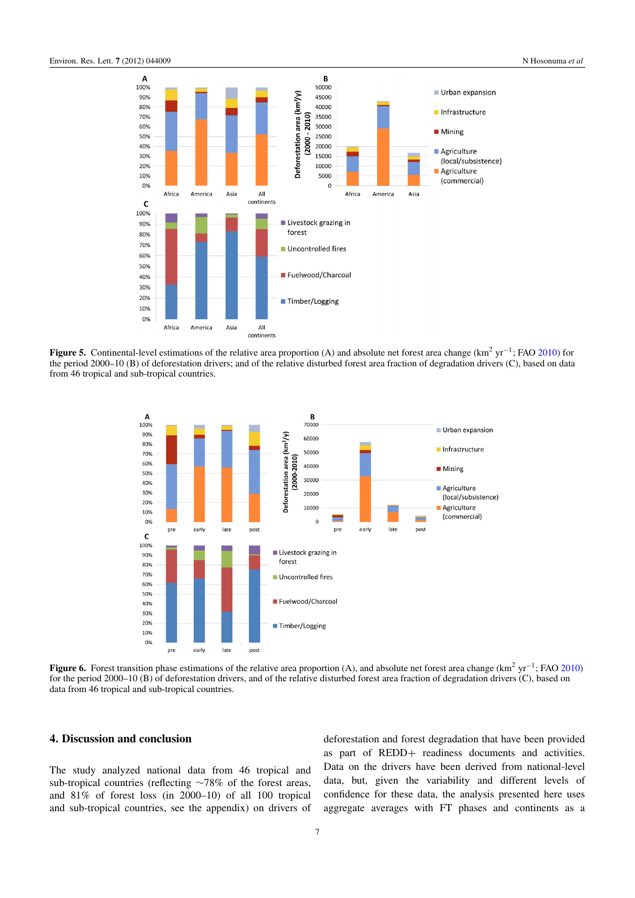**Figure 5.** Continental-level estimations of the relative area proportion (A) and absolute net forest area change ($km^2$ $yr^{-1}$; FAO 2010) for the period 2000–10 (B) of deforestation drivers; and of the relative disturbed forest area fraction of degradation drivers (C), based on data from 46 tropical and sub-tropical countries.

**Figure 6.** Forest transition phase estimations of the relative area proportion (A), and absolute net forest area change ($km^2$ $yr^{-1}$; FAO 2010) for the period 2000–10 (B) of deforestation drivers, and of the relative disturbed forest area fraction of degradation drivers (C), based on data from 46 tropical and sub-tropical countries.

## 4. Discussion and conclusion

The study analyzed national data from 46 tropical and sub-tropical countries (reflecting ~78% of the forest areas, and 81% of forest loss (in 2000–10) of all 100 tropical and sub-tropical countries, see the appendix) on drivers of deforestation and forest degradation that have been provided as part of REDD+ readiness documents and activities. Data on the drivers have been derived from national-level data, but, given the variability and different levels of confidence for these data, the analysis presented here uses aggregate averages with FT phases and continents as a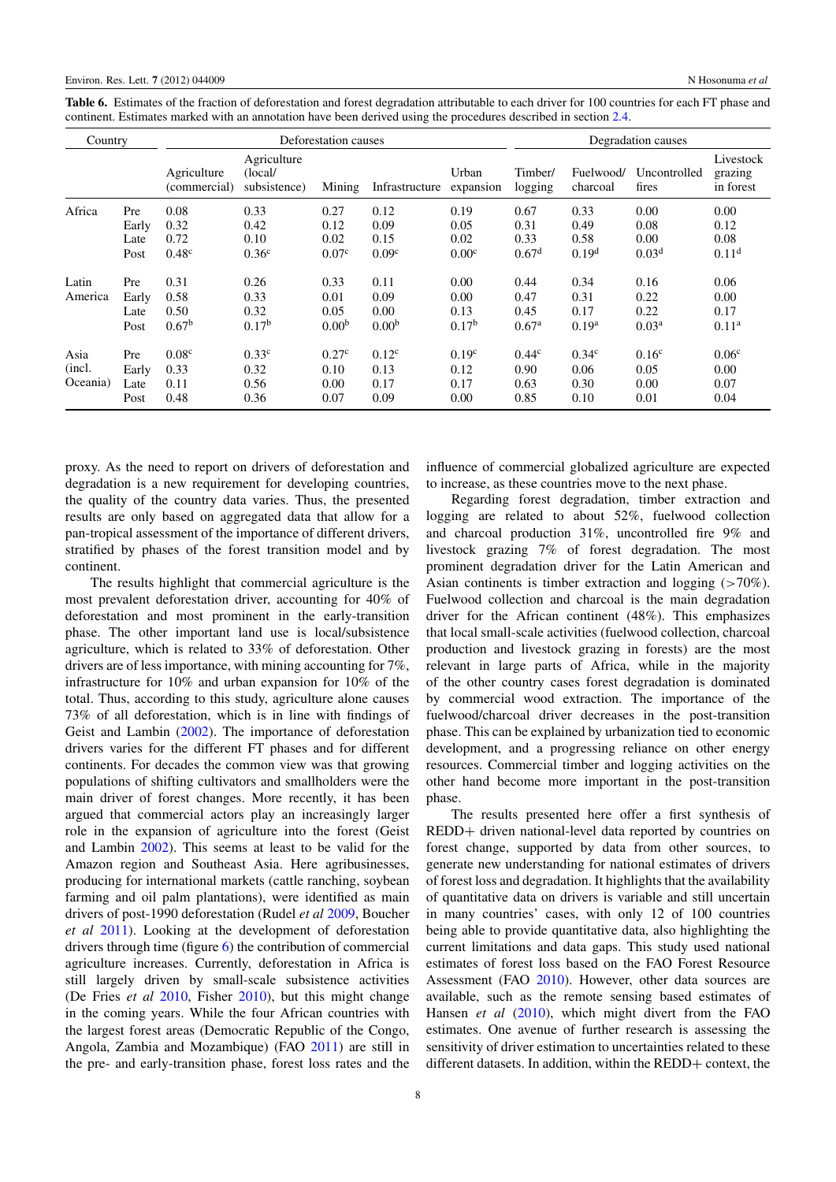**Table 6.** Estimates of the fraction of deforestation and forest degradation attributable to each driver for 100 countries for each FT phase and continent. Estimates marked with an annotation have been derived using the procedures described in section 2.4.

| Country | | Deforestation causes | | | | | Degradation causes | | | |
|---|---|---|---|---|---|---|---|---|---|---|
| | | Agriculture (commercial) | Agriculture (local/ subsistence) | Mining | Infrastructure | Urban expansion | Timber/ logging | Fuelwood/ charcoal | Uncontrolled fires | Livestock grazing in forest |
| Africa | Pre | 0.08 | 0.33 | 0.27 | 0.12 | 0.19 | 0.67 | 0.33 | 0.00 | 0.00 |
| | Early | 0.32 | 0.42 | 0.12 | 0.09 | 0.05 | 0.31 | 0.49 | 0.08 | 0.12 |
| | Late | 0.72 | 0.10 | 0.02 | 0.15 | 0.02 | 0.33 | 0.58 | 0.00 | 0.08 |
| | Post | 0.48[c] | 0.36[c] | 0.07[c] | 0.09[c] | 0.00[c] | 0.67[d] | 0.19[d] | 0.03[d] | 0.11[d] |
| Latin America | Pre | 0.31 | 0.26 | 0.33 | 0.11 | 0.00 | 0.44 | 0.34 | 0.16 | 0.06 |
| | Early | 0.58 | 0.33 | 0.01 | 0.09 | 0.00 | 0.47 | 0.31 | 0.22 | 0.00 |
| | Late | 0.50 | 0.32 | 0.05 | 0.00 | 0.13 | 0.45 | 0.17 | 0.22 | 0.17 |
| | Post | 0.67[b] | 0.17[b] | 0.00[b] | 0.00[b] | 0.17[b] | 0.67[a] | 0.19[a] | 0.03[a] | 0.11[a] |
| Asia (incl. Oceania) | Pre | 0.08[c] | 0.33[c] | 0.27[c] | 0.12[c] | 0.19[c] | 0.44[c] | 0.34[c] | 0.16[c] | 0.06[c] |
| | Early | 0.33 | 0.32 | 0.10 | 0.13 | 0.12 | 0.90 | 0.06 | 0.05 | 0.00 |
| | Late | 0.11 | 0.56 | 0.00 | 0.17 | 0.17 | 0.63 | 0.30 | 0.00 | 0.07 |
| | Post | 0.48 | 0.36 | 0.07 | 0.09 | 0.00 | 0.85 | 0.10 | 0.01 | 0.04 |

proxy. As the need to report on drivers of deforestation and degradation is a new requirement for developing countries, the quality of the country data varies. Thus, the presented results are only based on aggregated data that allow for a pan-tropical assessment of the importance of different drivers, stratified by phases of the forest transition model and by continent.

The results highlight that commercial agriculture is the most prevalent deforestation driver, accounting for 40% of deforestation and most prominent in the early-transition phase. The other important land use is local/subsistence agriculture, which is related to 33% of deforestation. Other drivers are of less importance, with mining accounting for 7%, infrastructure for 10% and urban expansion for 10% of the total. Thus, according to this study, agriculture alone causes 73% of all deforestation, which is in line with findings of Geist and Lambin (2002). The importance of deforestation drivers varies for the different FT phases and for different continents. For decades the common view was that growing populations of shifting cultivators and smallholders were the main driver of forest changes. More recently, it has been argued that commercial actors play an increasingly larger role in the expansion of agriculture into the forest (Geist and Lambin 2002). This seems at least to be valid for the Amazon region and Southeast Asia. Here agribusinesses, producing for international markets (cattle ranching, soybean farming and oil palm plantations), were identified as main drivers of post-1990 deforestation (Rudel *et al* 2009, Boucher *et al* 2011). Looking at the development of deforestation drivers through time (figure 6) the contribution of commercial agriculture increases. Currently, deforestation in Africa is still largely driven by small-scale subsistence activities (De Fries *et al* 2010, Fisher 2010), but this might change in the coming years. While the four African countries with the largest forest areas (Democratic Republic of the Congo, Angola, Zambia and Mozambique) (FAO 2011) are still in the pre- and early-transition phase, forest loss rates and the influence of commercial globalized agriculture are expected to increase, as these countries move to the next phase.

Regarding forest degradation, timber extraction and logging are related to about 52%, fuelwood collection and charcoal production 31%, uncontrolled fire 9% and livestock grazing 7% of forest degradation. The most prominent degradation driver for the Latin American and Asian continents is timber extraction and logging (>70%). Fuelwood collection and charcoal is the main degradation driver for the African continent (48%). This emphasizes that local small-scale activities (fuelwood collection, charcoal production and livestock grazing in forests) are the most relevant in large parts of Africa, while in the majority of the other country cases forest degradation is dominated by commercial wood extraction. The importance of the fuelwood/charcoal driver decreases in the post-transition phase. This can be explained by urbanization tied to economic development, and a progressing reliance on other energy resources. Commercial timber and logging activities on the other hand become more important in the post-transition phase.

The results presented here offer a first synthesis of REDD+ driven national-level data reported by countries on forest change, supported by data from other sources, to generate new understanding for national estimates of drivers of forest loss and degradation. It highlights that the availability of quantitative data on drivers is variable and still uncertain in many countries' cases, with only 12 of 100 countries being able to provide quantitative data, also highlighting the current limitations and data gaps. This study used national estimates of forest loss based on the FAO Forest Resource Assessment (FAO 2010). However, other data sources are available, such as the remote sensing based estimates of Hansen *et al* (2010), which might divert from the FAO estimates. One avenue of further research is assessing the sensitivity of driver estimation to uncertainties related to these different datasets. In addition, within the REDD+ context, the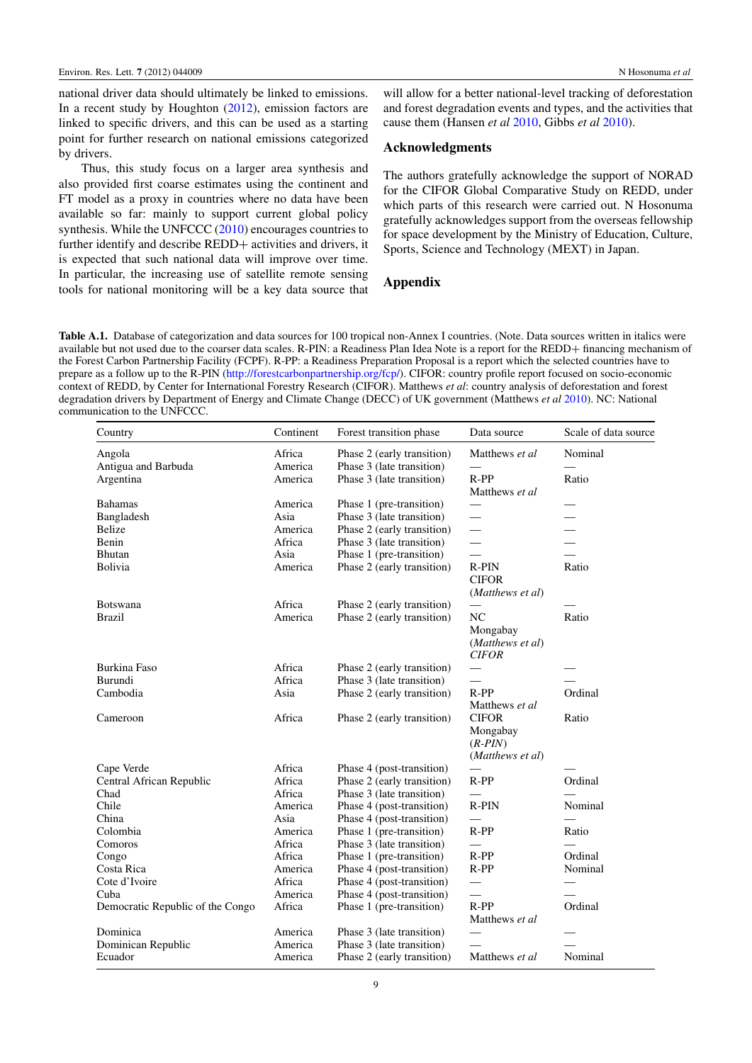national driver data should ultimately be linked to emissions. In a recent study by Houghton (2012), emission factors are linked to specific drivers, and this can be used as a starting point for further research on national emissions categorized by drivers.

Thus, this study focus on a larger area synthesis and also provided first coarse estimates using the continent and FT model as a proxy in countries where no data have been available so far: mainly to support current global policy synthesis. While the UNFCCC (2010) encourages countries to further identify and describe REDD+ activities and drivers, it is expected that such national data will improve over time. In particular, the increasing use of satellite remote sensing tools for national monitoring will be a key data source that will allow for a better national-level tracking of deforestation and forest degradation events and types, and the activities that cause them (Hansen *et al* 2010, Gibbs *et al* 2010).

## Acknowledgments

The authors gratefully acknowledge the support of NORAD for the CIFOR Global Comparative Study on REDD, under which parts of this research were carried out. N Hosonuma gratefully acknowledges support from the overseas fellowship for space development by the Ministry of Education, Culture, Sports, Science and Technology (MEXT) in Japan.

## Appendix

**Table A.1.** Database of categorization and data sources for 100 tropical non-Annex I countries. (Note. Data sources written in italics were available but not used due to the coarser data scales. R-PIN: a Readiness Plan Idea Note is a report for the REDD+ financing mechanism of the Forest Carbon Partnership Facility (FCPF). R-PP: a Readiness Preparation Proposal is a report which the selected countries have to prepare as a follow up to the R-PIN (http://forestcarbonpartnership.org/fcp/). CIFOR: country profile report focused on socio-economic context of REDD, by Center for International Forestry Research (CIFOR). Matthews *et al*: country analysis of deforestation and forest degradation drivers by Department of Energy and Climate Change (DECC) of UK government (Matthews *et al* 2010). NC: National communication to the UNFCCC.

| Country | Continent | Forest transition phase | Data source | Scale of data source |
|---|---|---|---|---|
| Angola | Africa | Phase 2 (early transition) | Matthews *et al* | Nominal |
| Antigua and Barbuda | America | Phase 3 (late transition) | — | — |
| Argentina | America | Phase 3 (late transition) | R-PP<br>Matthews *et al* | Ratio |
| Bahamas | America | Phase 1 (pre-transition) | — | — |
| Bangladesh | Asia | Phase 3 (late transition) | — | — |
| Belize | America | Phase 2 (early transition) | — | — |
| Benin | Africa | Phase 3 (late transition) | — | — |
| Bhutan | Asia | Phase 1 (pre-transition) | — | — |
| Bolivia | America | Phase 2 (early transition) | R-PIN<br>CIFOR<br>(*Matthews et al*) | Ratio |
| Botswana | Africa | Phase 2 (early transition) | — | — |
| Brazil | America | Phase 2 (early transition) | NC<br>Mongabay<br>(*Matthews et al*)<br>*CIFOR* | Ratio |
| Burkina Faso | Africa | Phase 2 (early transition) | — | — |
| Burundi | Africa | Phase 3 (late transition) | — | — |
| Cambodia | Asia | Phase 2 (early transition) | R-PP<br>Matthews *et al* | Ordinal |
| Cameroon | Africa | Phase 2 (early transition) | CIFOR<br>Mongabay<br>(*R-PIN*)<br>(*Matthews et al*) | Ratio |
| Cape Verde | Africa | Phase 4 (post-transition) | — | — |
| Central African Republic | Africa | Phase 2 (early transition) | R-PP | Ordinal |
| Chad | Africa | Phase 3 (late transition) | — | — |
| Chile | America | Phase 4 (post-transition) | R-PIN | Nominal |
| China | Asia | Phase 4 (post-transition) | — | — |
| Colombia | America | Phase 1 (pre-transition) | R-PP | Ratio |
| Comoros | Africa | Phase 3 (late transition) | — | — |
| Congo | Africa | Phase 1 (pre-transition) | R-PP | Ordinal |
| Costa Rica | America | Phase 4 (post-transition) | R-PP | Nominal |
| Cote d'Ivoire | Africa | Phase 4 (post-transition) | — | — |
| Cuba | America | Phase 4 (post-transition) | — | — |
| Democratic Republic of the Congo | Africa | Phase 1 (pre-transition) | R-PP<br>Matthews *et al* | Ordinal |
| Dominica | America | Phase 3 (late transition) | — | — |
| Dominican Republic | America | Phase 3 (late transition) | — | — |
| Ecuador | America | Phase 2 (early transition) | Matthews *et al* | Nominal |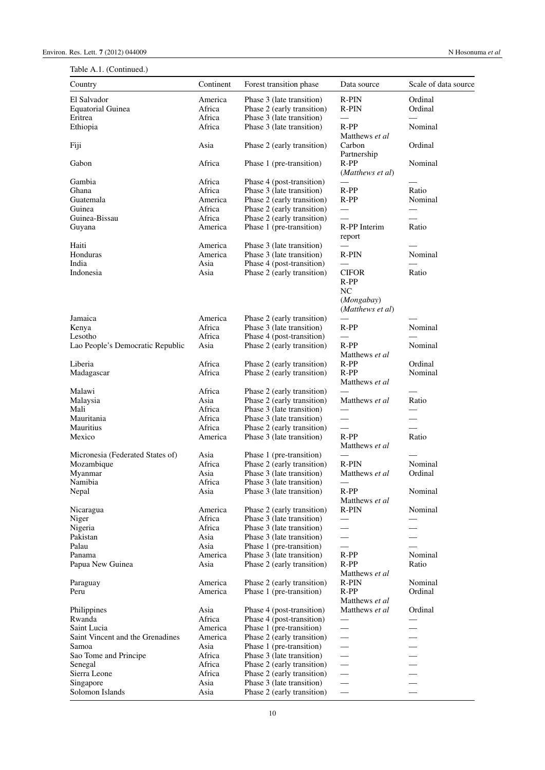Table A.1. (Continued.)

| Country | Continent | Forest transition phase | Data source | Scale of data source |
|---|---|---|---|---|
| El Salvador | America | Phase 3 (late transition) | R-PIN | Ordinal |
| Equatorial Guinea | Africa | Phase 2 (early transition) | R-PIN | Ordinal |
| Eritrea | Africa | Phase 3 (late transition) | — | — |
| Ethiopia | Africa | Phase 3 (late transition) | R-PP<br>Matthews *et al* | Nominal |
| Fiji | Asia | Phase 2 (early transition) | Carbon<br>Partnership | Ordinal |
| Gabon | Africa | Phase 1 (pre-transition) | R-PP<br>(*Matthews et al*) | Nominal |
| Gambia | Africa | Phase 4 (post-transition) | — | — |
| Ghana | Africa | Phase 3 (late transition) | R-PP | Ratio |
| Guatemala | America | Phase 2 (early transition) | R-PP | Nominal |
| Guinea | Africa | Phase 2 (early transition) | — | — |
| Guinea-Bissau | Africa | Phase 2 (early transition) | — | — |
| Guyana | America | Phase 1 (pre-transition) | R-PP Interim<br>report | Ratio |
| Haiti | America | Phase 3 (late transition) | — | — |
| Honduras | America | Phase 3 (late transition) | R-PIN | Nominal |
| India | Asia | Phase 4 (post-transition) | — | — |
| Indonesia | Asia | Phase 2 (early transition) | CIFOR<br>R-PP<br>NC<br>(*Mongabay*)<br>(*Matthews et al*) | Ratio |
| Jamaica | America | Phase 2 (early transition) | — | — |
| Kenya | Africa | Phase 3 (late transition) | R-PP | Nominal |
| Lesotho | Africa | Phase 4 (post-transition) | — | — |
| Lao People's Democratic Republic | Asia | Phase 2 (early transition) | R-PP<br>Matthews *et al* | Nominal |
| Liberia | Africa | Phase 2 (early transition) | R-PP | Ordinal |
| Madagascar | Africa | Phase 2 (early transition) | R-PP<br>Matthews *et al* | Nominal |
| Malawi | Africa | Phase 2 (early transition) | — | — |
| Malaysia | Asia | Phase 2 (early transition) | Matthews *et al* | Ratio |
| Mali | Africa | Phase 3 (late transition) | — | — |
| Mauritania | Africa | Phase 3 (late transition) | — | — |
| Mauritius | Africa | Phase 2 (early transition) | — | — |
| Mexico | America | Phase 3 (late transition) | R-PP<br>Matthews *et al* | Ratio |
| Micronesia (Federated States of) | Asia | Phase 1 (pre-transition) | — | — |
| Mozambique | Africa | Phase 2 (early transition) | R-PIN | Nominal |
| Myanmar | Asia | Phase 3 (late transition) | Matthews *et al* | Ordinal |
| Namibia | Africa | Phase 3 (late transition) | — | |
| Nepal | Asia | Phase 3 (late transition) | R-PP<br>Matthews *et al* | Nominal |
| Nicaragua | America | Phase 2 (early transition) | R-PIN | Nominal |
| Niger | Africa | Phase 3 (late transition) | — | — |
| Nigeria | Africa | Phase 3 (late transition) | — | — |
| Pakistan | Asia | Phase 3 (late transition) | — | — |
| Palau | Asia | Phase 1 (pre-transition) | — | — |
| Panama | America | Phase 3 (late transition) | R-PP | Nominal |
| Papua New Guinea | Asia | Phase 2 (early transition) | R-PP<br>Matthews *et al* | Ratio |
| Paraguay | America | Phase 2 (early transition) | R-PIN | Nominal |
| Peru | America | Phase 1 (pre-transition) | R-PP<br>Matthews *et al* | Ordinal |
| Philippines | Asia | Phase 4 (post-transition) | Matthews *et al* | Ordinal |
| Rwanda | Africa | Phase 4 (post-transition) | — | — |
| Saint Lucia | America | Phase 1 (pre-transition) | — | — |
| Saint Vincent and the Grenadines | America | Phase 2 (early transition) | — | — |
| Samoa | Asia | Phase 1 (pre-transition) | — | — |
| Sao Tome and Principe | Africa | Phase 3 (late transition) | — | — |
| Senegal | Africa | Phase 2 (early transition) | — | — |
| Sierra Leone | Africa | Phase 2 (early transition) | — | — |
| Singapore | Asia | Phase 3 (late transition) | — | — |
| Solomon Islands | Asia | Phase 2 (early transition) | — | — |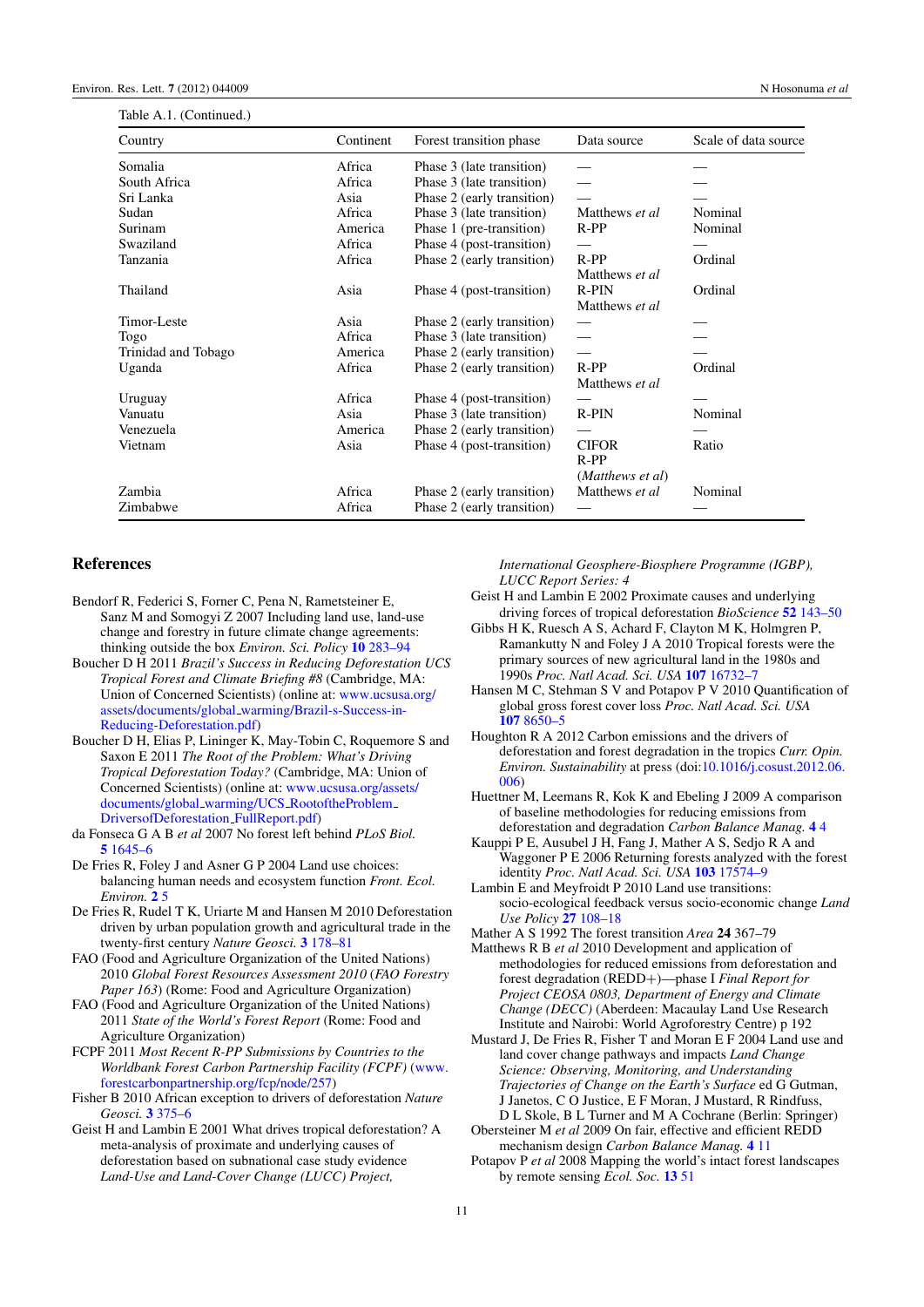Table A.1. (Continued.)

| Country | Continent | Forest transition phase | Data source | Scale of data source |
|---|---|---|---|---|
| Somalia | Africa | Phase 3 (late transition) | — | — |
| South Africa | Africa | Phase 3 (late transition) | — | — |
| Sri Lanka | Asia | Phase 2 (early transition) | — | — |
| Sudan | Africa | Phase 3 (late transition) | Matthews *et al* | Nominal |
| Surinam | America | Phase 1 (pre-transition) | R-PP | Nominal |
| Swaziland | Africa | Phase 4 (post-transition) | — | — |
| Tanzania | Africa | Phase 2 (early transition) | R-PP Matthews *et al* | Ordinal |
| Thailand | Asia | Phase 4 (post-transition) | R-PIN Matthews *et al* | Ordinal |
| Timor-Leste | Asia | Phase 2 (early transition) | — | — |
| Togo | Africa | Phase 3 (late transition) | — | — |
| Trinidad and Tobago | America | Phase 2 (early transition) | — | — |
| Uganda | Africa | Phase 2 (early transition) | R-PP Matthews *et al* | Ordinal |
| Uruguay | America | Phase 4 (post-transition) | — | — |
| Vanuatu | Asia | Phase 3 (late transition) | R-PIN | Nominal |
| Venezuela | America | Phase 2 (early transition) | — | — |
| Vietnam | Asia | Phase 4 (post-transition) | CIFOR R-PP (*Matthews et al*) | Ratio |
| Zambia | Africa | Phase 2 (early transition) | Matthews *et al* | Nominal |
| Zimbabwe | Africa | Phase 2 (early transition) | — | — |

## References

Bendorf R, Federici S, Forner C, Pena N, Rametsteiner E, Sanz M and Somogyi Z 2007 Including land use, land-use change and forestry in future climate change agreements: thinking outside the box *Environ. Sci. Policy* **10** 283–94

Boucher D H 2011 *Brazil's Success in Reducing Deforestation UCS Tropical Forest and Climate Briefing #8* (Cambridge, MA: Union of Concerned Scientists) (online at: www.ucsusa.org/assets/documents/global_warming/Brazil-s-Success-in-Reducing-Deforestation.pdf)

Boucher D H, Elias P, Lininger K, May-Tobin C, Roquemore S and Saxon E 2011 *The Root of the Problem: What's Driving Tropical Deforestation Today?* (Cambridge, MA: Union of Concerned Scientists) (online at: www.ucsusa.org/assets/documents/global_warming/UCS_RootoftheProblem_DriversofDeforestation_FullReport.pdf)

da Fonseca G A B *et al* 2007 No forest left behind *PLoS Biol.* **5** 1645–6

De Fries R, Foley J and Asner G P 2004 Land use choices: balancing human needs and ecosystem function *Front. Ecol. Environ.* **2** 5

De Fries R, Rudel T K, Uriarte M and Hansen M 2010 Deforestation driven by urban population growth and agricultural trade in the twenty-first century *Nature Geosci.* **3** 178–81

FAO (Food and Agriculture Organization of the United Nations) 2010 *Global Forest Resources Assessment 2010* (*FAO Forestry Paper 163*) (Rome: Food and Agriculture Organization)

FAO (Food and Agriculture Organization of the United Nations) 2011 *State of the World's Forest Report* (Rome: Food and Agriculture Organization)

FCPF 2011 *Most Recent R-PP Submissions by Countries to the Worldbank Forest Carbon Partnership Facility (FCPF)* (www.forestcarbonpartnership.org/fcp/node/257)

Fisher B 2010 African exception to drivers of deforestation *Nature Geosci.* **3** 375–6

Geist H and Lambin E 2001 What drives tropical deforestation? A meta-analysis of proximate and underlying causes of deforestation based on subnational case study evidence *Land-Use and Land-Cover Change (LUCC) Project, International Geosphere-Biosphere Programme (IGBP), LUCC Report Series: 4*

Geist H and Lambin E 2002 Proximate causes and underlying driving forces of tropical deforestation *BioScience* **52** 143–50

Gibbs H K, Ruesch A S, Achard F, Clayton M K, Holmgren P, Ramankutty N and Foley J A 2010 Tropical forests were the primary sources of new agricultural land in the 1980s and 1990s *Proc. Natl Acad. Sci. USA* **107** 16732–7

Hansen M C, Stehman S V and Potapov P V 2010 Quantification of global gross forest cover loss *Proc. Natl Acad. Sci. USA* **107** 8650–5

Houghton R A 2012 Carbon emissions and the drivers of deforestation and forest degradation in the tropics *Curr. Opin. Environ. Sustainability* at press (doi:10.1016/j.cosust.2012.06.006)

Huettner M, Leemans R, Kok K and Ebeling J 2009 A comparison of baseline methodologies for reducing emissions from deforestation and degradation *Carbon Balance Manag.* **4** 4

Kauppi P E, Ausubel J H, Fang J, Mather A S, Sedjo R A and Waggoner P E 2006 Returning forests analyzed with the forest identity *Proc. Natl Acad. Sci. USA* **103** 17574–9

Lambin E and Meyfroidt P 2010 Land use transitions: socio-ecological feedback versus socio-economic change *Land Use Policy* **27** 108–18

Mather A S 1992 The forest transition *Area* **24** 367–79

Matthews R B *et al* 2010 Development and application of methodologies for reduced emissions from deforestation and forest degradation (REDD+)—phase I *Final Report for Project CEOSA 0803, Department of Energy and Climate Change (DECC)* (Aberdeen: Macaulay Land Use Research Institute and Nairobi: World Agroforestry Centre) p 192

Mustard J, De Fries R, Fisher T and Moran E F 2004 Land use and land cover change pathways and impacts *Land Change Science: Observing, Monitoring, and Understanding Trajectories of Change on the Earth's Surface* ed G Gutman, J Janetos, C O Justice, E F Moran, J Mustard, R Rindfuss, D L Skole, B L Turner and M A Cochrane (Berlin: Springer)

Obersteiner M *et al* 2009 On fair, effective and efficient REDD mechanism design *Carbon Balance Manag.* **4** 11

Potapov P *et al* 2008 Mapping the world's intact forest landscapes by remote sensing *Ecol. Soc.* **13** 51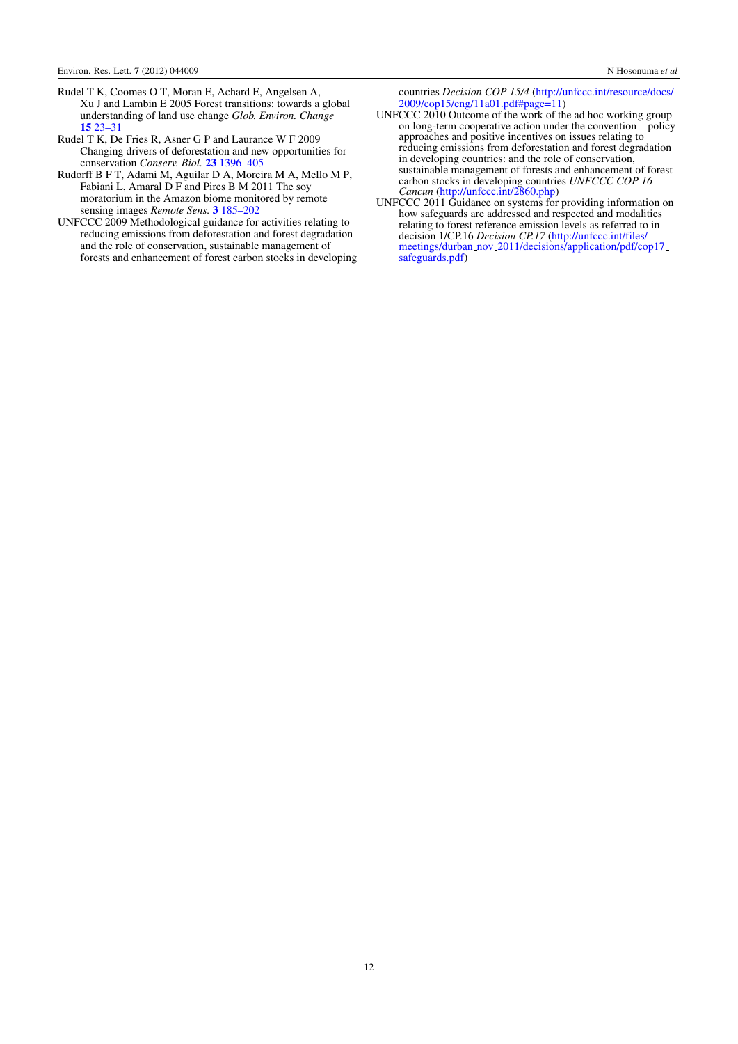Rudel T K, Coomes O T, Moran E, Achard E, Angelsen A, Xu J and Lambin E 2005 Forest transitions: towards a global understanding of land use change *Glob. Environ. Change* **15** 23–31

Rudel T K, De Fries R, Asner G P and Laurance W F 2009 Changing drivers of deforestation and new opportunities for conservation *Conserv. Biol.* **23** 1396–405

Rudorff B F T, Adami M, Aguilar D A, Moreira M A, Mello M P, Fabiani L, Amaral D F and Pires B M 2011 The soy moratorium in the Amazon biome monitored by remote sensing images *Remote Sens.* **3** 185–202

UNFCCC 2009 Methodological guidance for activities relating to reducing emissions from deforestation and forest degradation and the role of conservation, sustainable management of forests and enhancement of forest carbon stocks in developing countries *Decision COP 15/4* (http://unfccc.int/resource/docs/2009/cop15/eng/11a01.pdf#page=11)

UNFCCC 2010 Outcome of the work of the ad hoc working group on long-term cooperative action under the convention—policy approaches and positive incentives on issues relating to reducing emissions from deforestation and forest degradation in developing countries: and the role of conservation, sustainable management of forests and enhancement of forest carbon stocks in developing countries *UNFCCC COP 16 Cancun* (http://unfccc.int/2860.php)

UNFCCC 2011 Guidance on systems for providing information on how safeguards are addressed and respected and modalities relating to forest reference emission levels as referred to in decision 1/CP.16 *Decision CP.17* (http://unfccc.int/files/meetings/durban_nov_2011/decisions/application/pdf/cop17_safeguards.pdf)